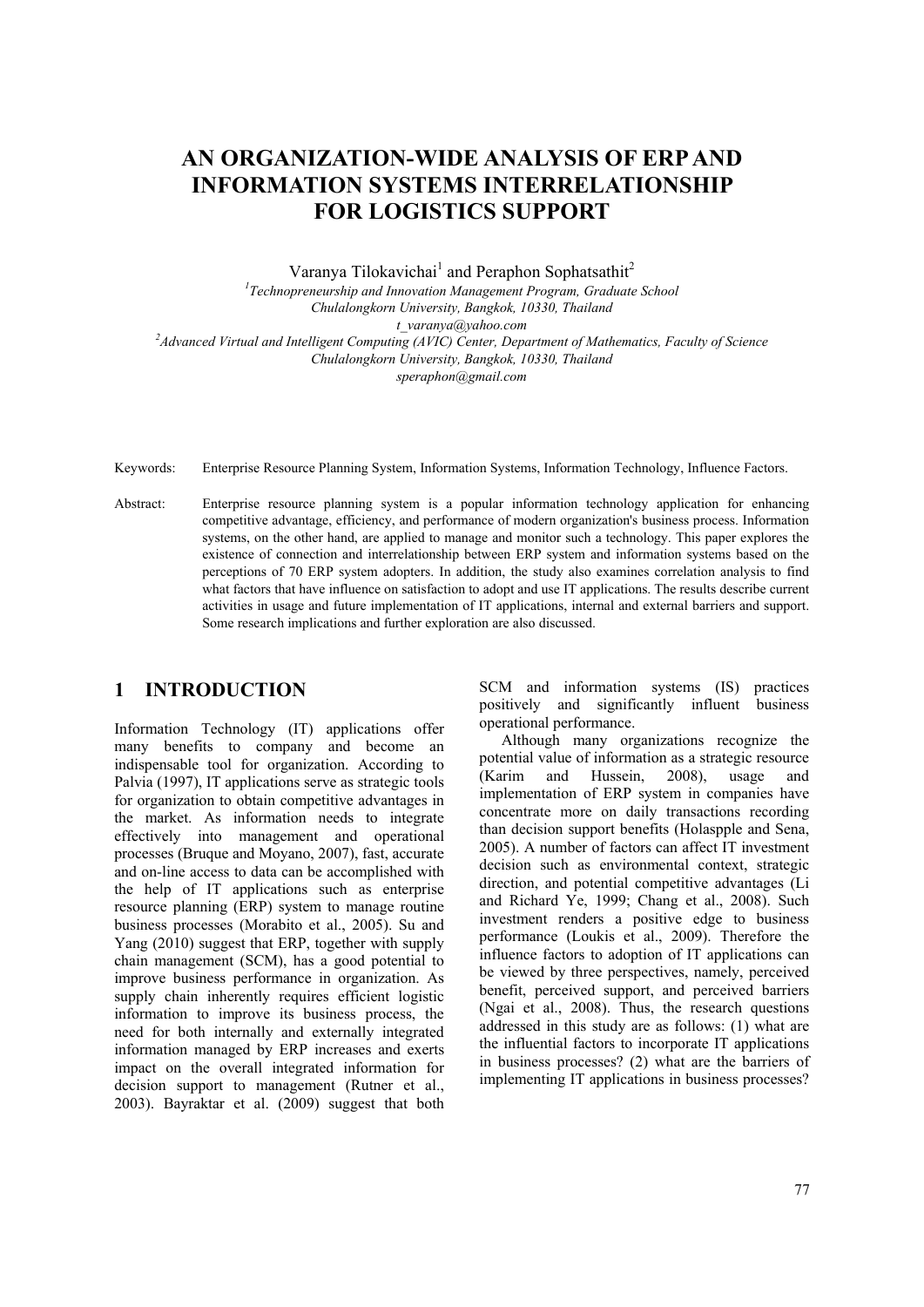# AN ORGANIZATION-WIDE ANALYSIS OF ERP AND INFORMATION SYSTEMS INTERRELATIONSHIP FOR LOGISTICS SUPPORT

Varanya Tilokavichai[1] and Peraphon Sophatsathit[2]

[1] *Technopreneurship and Innovation Management Program, Graduate School*
*Chulalongkorn University, Bangkok, 10330, Thailand*
*t_varanya@yahoo.com*

[2] *Advanced Virtual and Intelligent Computing (AVIC) Center, Department of Mathematics, Faculty of Science*
*Chulalongkorn University, Bangkok, 10330, Thailand*
*speraphon@gmail.com*

Keywords: Enterprise Resource Planning System, Information Systems, Information Technology, Influence Factors.

Abstract: Enterprise resource planning system is a popular information technology application for enhancing competitive advantage, efficiency, and performance of modern organization's business process. Information systems, on the other hand, are applied to manage and monitor such a technology. This paper explores the existence of connection and interrelationship between ERP system and information systems based on the perceptions of 70 ERP system adopters. In addition, the study also examines correlation analysis to find what factors that have influence on satisfaction to adopt and use IT applications. The results describe current activities in usage and future implementation of IT applications, internal and external barriers and support. Some research implications and further exploration are also discussed.

## 1 INTRODUCTION

Information Technology (IT) applications offer many benefits to company and become an indispensable tool for organization. According to Palvia (1997), IT applications serve as strategic tools for organization to obtain competitive advantages in the market. As information needs to integrate effectively into management and operational processes (Bruque and Moyano, 2007), fast, accurate and on-line access to data can be accomplished with the help of IT applications such as enterprise resource planning (ERP) system to manage routine business processes (Morabito et al., 2005). Su and Yang (2010) suggest that ERP, together with supply chain management (SCM), has a good potential to improve business performance in organization. As supply chain inherently requires efficient logistic information to improve its business process, the need for both internally and externally integrated information managed by ERP increases and exerts impact on the overall integrated information for decision support to management (Rutner et al., 2003). Bayraktar et al. (2009) suggest that both SCM and information systems (IS) practices positively and significantly influent business operational performance.

Although many organizations recognize the potential value of information as a strategic resource (Karim and Hussein, 2008), usage and implementation of ERP system in companies have concentrate more on daily transactions recording than decision support benefits (Holaspple and Sena, 2005). A number of factors can affect IT investment decision such as environmental context, strategic direction, and potential competitive advantages (Li and Richard Ye, 1999; Chang et al., 2008). Such investment renders a positive edge to business performance (Loukis et al., 2009). Therefore the influence factors to adoption of IT applications can be viewed by three perspectives, namely, perceived benefit, perceived support, and perceived barriers (Ngai et al., 2008). Thus, the research questions addressed in this study are as follows: (1) what are the influential factors to incorporate IT applications in business processes? (2) what are the barriers of implementing IT applications in business processes?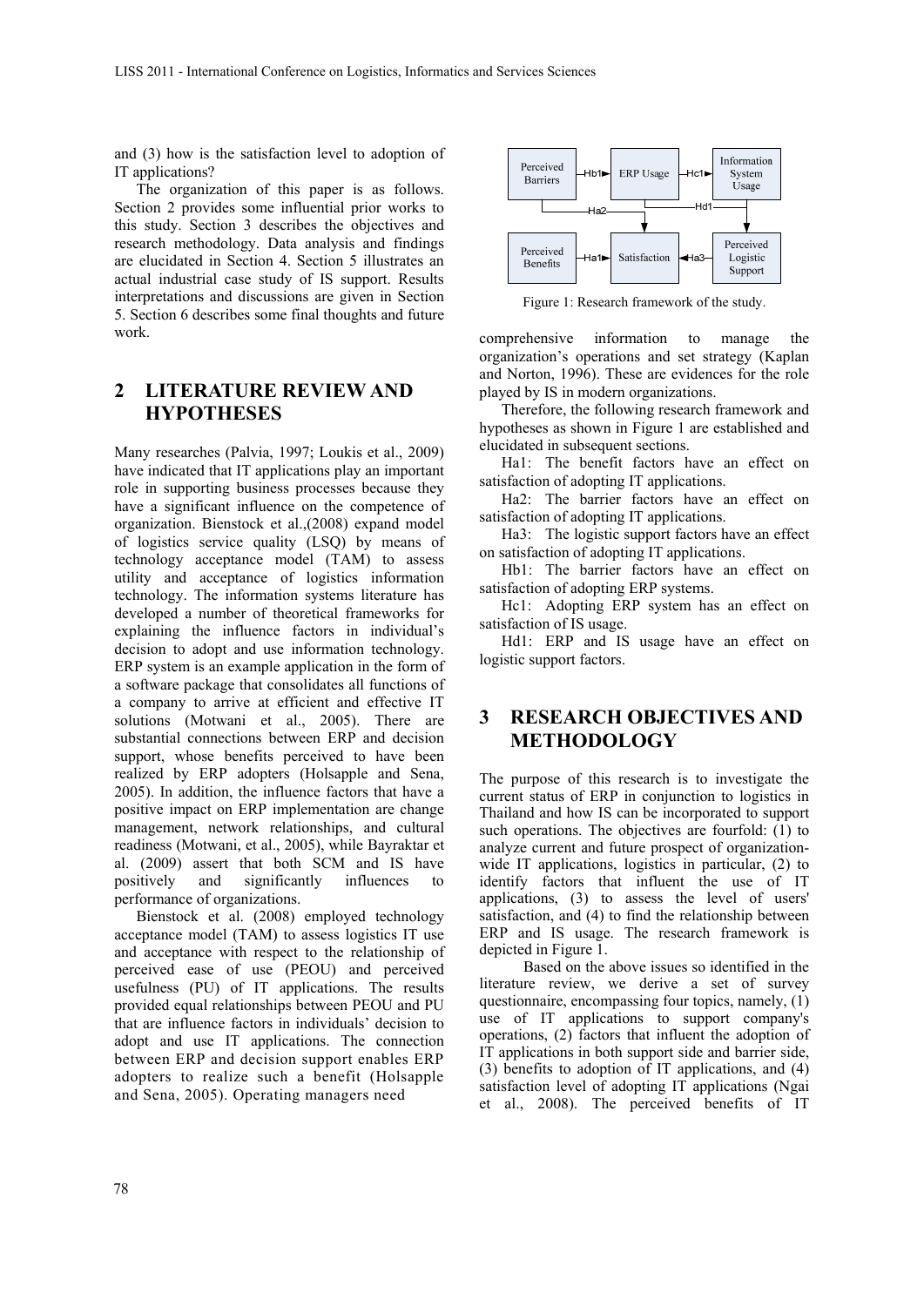and (3) how is the satisfaction level to adoption of IT applications?

The organization of this paper is as follows. Section 2 provides some influential prior works to this study. Section 3 describes the objectives and research methodology. Data analysis and findings are elucidated in Section 4. Section 5 illustrates an actual industrial case study of IS support. Results interpretations and discussions are given in Section 5. Section 6 describes some final thoughts and future work.

## 2 LITERATURE REVIEW AND HYPOTHESES

Many researches (Palvia, 1997; Loukis et al., 2009) have indicated that IT applications play an important role in supporting business processes because they have a significant influence on the competence of organization. Bienstock et al.,(2008) expand model of logistics service quality (LSQ) by means of technology acceptance model (TAM) to assess utility and acceptance of logistics information technology. The information systems literature has developed a number of theoretical frameworks for explaining the influence factors in individual's decision to adopt and use information technology. ERP system is an example application in the form of a software package that consolidates all functions of a company to arrive at efficient and effective IT solutions (Motwani et al., 2005). There are substantial connections between ERP and decision support, whose benefits perceived to have been realized by ERP adopters (Holsapple and Sena, 2005). In addition, the influence factors that have a positive impact on ERP implementation are change management, network relationships, and cultural readiness (Motwani, et al., 2005), while Bayraktar et al. (2009) assert that both SCM and IS have positively and significantly influences to performance of organizations.

Bienstock et al. (2008) employed technology acceptance model (TAM) to assess logistics IT use and acceptance with respect to the relationship of perceived ease of use (PEOU) and perceived usefulness (PU) of IT applications. The results provided equal relationships between PEOU and PU that are influence factors in individuals' decision to adopt and use IT applications. The connection between ERP and decision support enables ERP adopters to realize such a benefit (Holsapple and Sena, 2005). Operating managers need comprehensive information to manage the organization's operations and set strategy (Kaplan and Norton, 1996). These are evidences for the role played by IS in modern organizations.

Therefore, the following research framework and hypotheses as shown in Figure 1 are established and elucidated in subsequent sections.

Figure 1: Research framework of the study.

Ha1: The benefit factors have an effect on satisfaction of adopting IT applications.

Ha2: The barrier factors have an effect on satisfaction of adopting IT applications.

Ha3: The logistic support factors have an effect on satisfaction of adopting IT applications.

Hb1: The barrier factors have an effect on satisfaction of adopting ERP systems.

Hc1: Adopting ERP system has an effect on satisfaction of IS usage.

Hd1: ERP and IS usage have an effect on logistic support factors.

## 3 RESEARCH OBJECTIVES AND METHODOLOGY

The purpose of this research is to investigate the current status of ERP in conjunction to logistics in Thailand and how IS can be incorporated to support such operations. The objectives are fourfold: (1) to analyze current and future prospect of organization-wide IT applications, logistics in particular, (2) to identify factors that influent the use of IT applications, (3) to assess the level of users' satisfaction, and (4) to find the relationship between ERP and IS usage. The research framework is depicted in Figure 1.

Based on the above issues so identified in the literature review, we derive a set of survey questionnaire, encompassing four topics, namely, (1) use of IT applications to support company's operations, (2) factors that influent the adoption of IT applications in both support side and barrier side, (3) benefits to adoption of IT applications, and (4) satisfaction level of adopting IT applications (Ngai et al., 2008). The perceived benefits of IT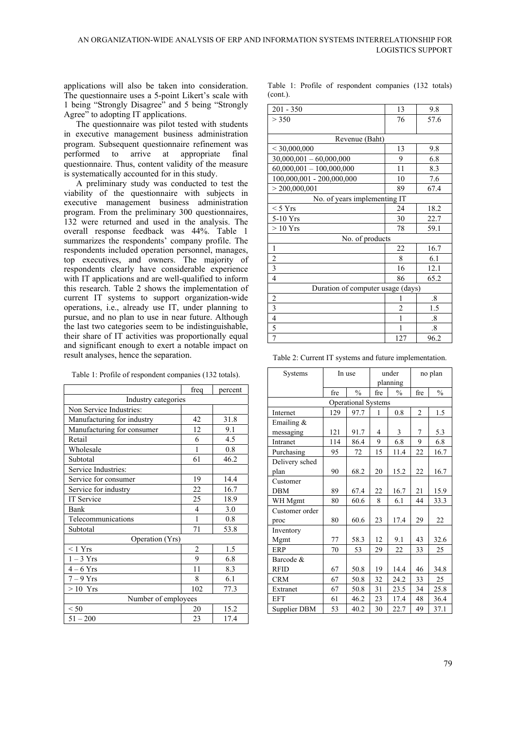applications will also be taken into consideration. The questionnaire uses a 5-point Likert's scale with 1 being "Strongly Disagree" and 5 being "Strongly Agree" to adopting IT applications.

The questionnaire was pilot tested with students in executive management business administration program. Subsequent questionnaire refinement was performed to arrive at appropriate final questionnaire. Thus, content validity of the measure is systematically accounted for in this study.

A preliminary study was conducted to test the viability of the questionnaire with subjects in executive management business administration program. From the preliminary 300 questionnaires, 132 were returned and used in the analysis. The overall response feedback was 44%. Table 1 summarizes the respondents' company profile. The respondents included operation personnel, manages, top executives, and owners. The majority of respondents clearly have considerable experience with IT applications and are well-qualified to inform this research. Table 2 shows the implementation of current IT systems to support organization-wide operations, i.e., already use IT, under planning to pursue, and no plan to use in near future. Although the last two categories seem to be indistinguishable, their share of IT activities was proportionally equal and significant enough to exert a notable impact on result analyses, hence the separation.

Table 1: Profile of respondent companies (132 totals).

| | freq | percent |
|---|---|---|
| Industry categories | | |
| Non Service Industries: | | |
| Manufacturing for industry | 42 | 31.8 |
| Manufacturing for consumer | 12 | 9.1 |
| Retail | 6 | 4.5 |
| Wholesale | 1 | 0.8 |
| Subtotal | 61 | 46.2 |
| Service Industries: | | |
| Service for consumer | 19 | 14.4 |
| Service for industry | 22 | 16.7 |
| IT Service | 25 | 18.9 |
| Bank | 4 | 3.0 |
| Telecommunications | 1 | 0.8 |
| Subtotal | 71 | 53.8 |
| Operation (Yrs) | | |
| < 1 Yrs | 2 | 1.5 |
| 1 – 3 Yrs | 9 | 6.8 |
| 4 – 6 Yrs | 11 | 8.3 |
| 7 – 9 Yrs | 8 | 6.1 |
| > 10 Yrs | 102 | 77.3 |
| Number of employees | | |
| < 50 | 20 | 15.2 |
| 51 – 200 | 23 | 17.4 |
| 201 - 350 | 13 | 9.8 |
| > 350 | 76 | 57.6 |
| Revenue (Baht) | | |
| < 30,000,000 | 13 | 9.8 |
| 30,000,001 – 60,000,000 | 9 | 6.8 |
| 60,000,001 – 100,000,000 | 11 | 8.3 |
| 100,000,001 - 200,000,000 | 10 | 7.6 |
| > 200,000,001 | 89 | 67.4 |
| No. of years implementing IT | | |
| < 5 Yrs | 24 | 18.2 |
| 5-10 Yrs | 30 | 22.7 |
| > 10 Yrs | 78 | 59.1 |
| No. of products | | |
| 1 | 22 | 16.7 |
| 2 | 8 | 6.1 |
| 3 | 16 | 12.1 |
| 4 | 86 | 65.2 |
| Duration of computer usage (days) | | |
| 2 | 1 | .8 |
| 3 | 2 | 1.5 |
| 4 | 1 | .8 |
| 5 | 1 | .8 |
| 7 | 127 | 96.2 |

Table 2: Current IT systems and future implementation.

| Systems | In use | | under planning | | no plan | |
|---|---|---|---|---|---|---|
| | fre | % | fre | % | fre | % |
| Operational Systems | | | | | | |
| Internet | 129 | 97.7 | 1 | 0.8 | 2 | 1.5 |
| Emailing & messaging | 121 | 91.7 | 4 | 3 | 7 | 5.3 |
| Intranet | 114 | 86.4 | 9 | 6.8 | 9 | 6.8 |
| Purchasing | 95 | 72 | 15 | 11.4 | 22 | 16.7 |
| Delivery sched plan | 90 | 68.2 | 20 | 15.2 | 22 | 16.7 |
| Customer DBM | 89 | 67.4 | 22 | 16.7 | 21 | 15.9 |
| WH Mgmt | 80 | 60.6 | 8 | 6.1 | 44 | 33.3 |
| Customer order proc | 80 | 60.6 | 23 | 17.4 | 29 | 22 |
| Inventory Mgmt | 77 | 58.3 | 12 | 9.1 | 43 | 32.6 |
| ERP | 70 | 53 | 29 | 22 | 33 | 25 |
| Barcode & RFID | 67 | 50.8 | 19 | 14.4 | 46 | 34.8 |
| CRM | 67 | 50.8 | 32 | 24.2 | 33 | 25 |
| Extranet | 67 | 50.8 | 31 | 23.5 | 34 | 25.8 |
| EFT | 61 | 46.2 | 23 | 17.4 | 48 | 36.4 |
| Supplier DBM | 53 | 40.2 | 30 | 22.7 | 49 | 37.1 |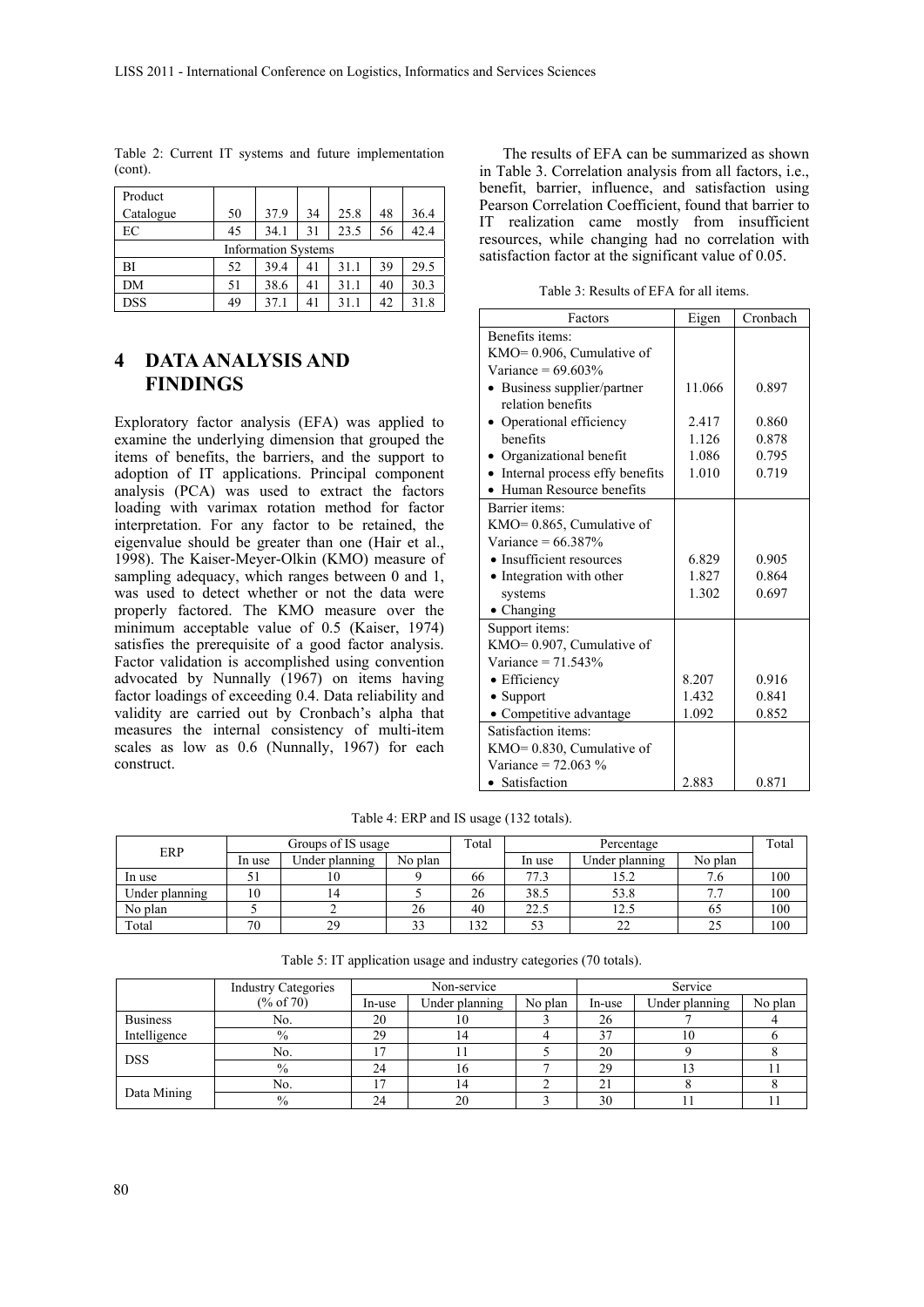Table 2: Current IT systems and future implementation (cont).

| | | | | | | |
|---|---|---|---|---|---|---|
| Product Catalogue | 50 | 37.9 | 34 | 25.8 | 48 | 36.4 |
| EC | 45 | 34.1 | 31 | 23.5 | 56 | 42.4 |
| Information Systems | | | | | | |
| BI | 52 | 39.4 | 41 | 31.1 | 39 | 29.5 |
| DM | 51 | 38.6 | 41 | 31.1 | 40 | 30.3 |
| DSS | 49 | 37.1 | 41 | 31.1 | 42 | 31.8 |

## 4 DATA ANALYSIS AND FINDINGS

Exploratory factor analysis (EFA) was applied to examine the underlying dimension that grouped the items of benefits, the barriers, and the support to adoption of IT applications. Principal component analysis (PCA) was used to extract the factors loading with varimax rotation method for factor interpretation. For any factor to be retained, the eigenvalue should be greater than one (Hair et al., 1998). The Kaiser-Meyer-Olkin (KMO) measure of sampling adequacy, which ranges between 0 and 1, was used to detect whether or not the data were properly factored. The KMO measure over the minimum acceptable value of 0.5 (Kaiser, 1974) satisfies the prerequisite of a good factor analysis. Factor validation is accomplished using convention advocated by Nunnally (1967) on items having factor loadings of exceeding 0.4. Data reliability and validity are carried out by Cronbach's alpha that measures the internal consistency of multi-item scales as low as 0.6 (Nunnally, 1967) for each construct.

The results of EFA can be summarized as shown in Table 3. Correlation analysis from all factors, i.e., benefit, barrier, influence, and satisfaction using Pearson Correlation Coefficient, found that barrier to IT realization came mostly from insufficient resources, while changing had no correlation with satisfaction factor at the significant value of 0.05.

Table 3: Results of EFA for all items.

| Factors | Eigen | Cronbach |
|---|---|---|
| Benefits items: KMO= 0.906, Cumulative of Variance = 69.603% | | |
| • Business supplier/partner relation benefits | 11.066 | 0.897 |
| • Operational efficiency benefits | 2.417 | 0.860 |
| • Organizational benefit | 1.126 | 0.878 |
| • Internal process effy benefits | 1.086 | 0.795 |
| • Human Resource benefits | 1.010 | 0.719 |
| Barrier items: KMO= 0.865, Cumulative of Variance = 66.387% | | |
| • Insufficient resources | 6.829 | 0.905 |
| • Integration with other systems | 1.827 | 0.864 |
| • Changing | 1.302 | 0.697 |
| Support items: KMO= 0.907, Cumulative of Variance = 71.543% | | |
| • Efficiency | 8.207 | 0.916 |
| • Support | 1.432 | 0.841 |
| • Competitive advantage | 1.092 | 0.852 |
| Satisfaction items: KMO= 0.830, Cumulative of Variance = 72.063 % | | |
| • Satisfaction | 2.883 | 0.871 |

Table 4: ERP and IS usage (132 totals).

| ERP | Groups of IS usage | | | Total | Percentage | | | Total |
|---|---|---|---|---|---|---|---|---|
| | In use | Under planning | No plan | | In use | Under planning | No plan | |
| In use | 51 | 10 | 9 | 66 | 77.3 | 15.2 | 7.6 | 100 |
| Under planning | 10 | 14 | 5 | 26 | 38.5 | 53.8 | 7.7 | 100 |
| No plan | 5 | 2 | 26 | 40 | 22.5 | 12.5 | 65 | 100 |
| Total | 70 | 29 | 33 | 132 | 53 | 22 | 25 | 100 |

Table 5: IT application usage and industry categories (70 totals).

| | Industry Categories (% of 70) | Non-service | | | Service | | |
|---|---|---|---|---|---|---|---|
| | | In-use | Under planning | No plan | In-use | Under planning | No plan |
| Business Intelligence | No. | 20 | 10 | 3 | 26 | 7 | 4 |
| | % | 29 | 14 | 4 | 37 | 10 | 6 |
| DSS | No. | 17 | 11 | 5 | 20 | 9 | 8 |
| | % | 24 | 16 | 7 | 29 | 13 | 11 |
| Data Mining | No. | 17 | 14 | 2 | 21 | 8 | 8 |
| | % | 24 | 20 | 3 | 30 | 11 | 11 |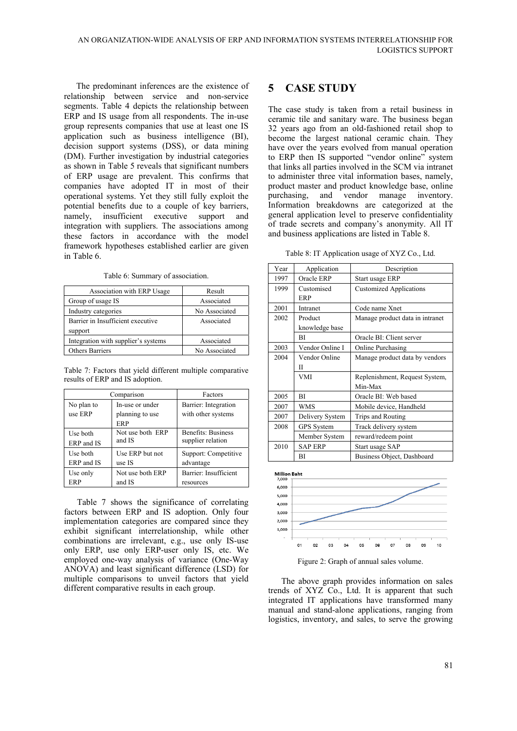The predominant inferences are the existence of relationship between service and non-service segments. Table 4 depicts the relationship between ERP and IS usage from all respondents. The in-use group represents companies that use at least one IS application such as business intelligence (BI), decision support systems (DSS), or data mining (DM). Further investigation by industrial categories as shown in Table 5 reveals that significant numbers of ERP usage are prevalent. This confirms that companies have adopted IT in most of their operational systems. Yet they still fully exploit the potential benefits due to a couple of key barriers, namely, insufficient executive support and integration with suppliers. The associations among these factors in accordance with the model framework hypotheses established earlier are given in Table 6.

Table 6: Summary of association.

| Association with ERP Usage | Result |
|---|---|
| Group of usage IS | Associated |
| Industry categories | No Associated |
| Barrier in Insufficient executive support | Associated |
| Integration with supplier's systems | Associated |
| Others Barriers | No Associated |

Table 7: Factors that yield different multiple comparative results of ERP and IS adoption.

| Comparison | | Factors |
|---|---|---|
| No plan to use ERP | In-use or under planning to use ERP | Barrier: Integration with other systems |
| Use both ERP and IS | Not use both ERP and IS | Benefits: Business supplier relation |
| Use both ERP and IS | Use ERP but not use IS | Support: Competitive advantage |
| Use only ERP | Not use both ERP and IS | Barrier: Insufficient resources |

Table 7 shows the significance of correlating factors between ERP and IS adoption. Only four implementation categories are compared since they exhibit significant interrelationship, while other combinations are irrelevant, e.g., use only IS-use only ERP, use only ERP-user only IS, etc. We employed one-way analysis of variance (One-Way ANOVA) and least significant difference (LSD) for multiple comparisons to unveil factors that yield different comparative results in each group.

# 5 CASE STUDY

The case study is taken from a retail business in ceramic tile and sanitary ware. The business began 32 years ago from an old-fashioned retail shop to become the largest national ceramic chain. They have over the years evolved from manual operation to ERP then IS supported "vendor online" system that links all parties involved in the SCM via intranet to administer three vital information bases, namely, product master and product knowledge base, online purchasing, and vendor manage inventory. Information breakdowns are categorized at the general application level to preserve confidentiality of trade secrets and company's anonymity. All IT and business applications are listed in Table 8.

Table 8: IT Application usage of XYZ Co., Ltd.

| Year | Application | Description |
|---|---|---|
| 1997 | Oracle ERP | Start usage ERP |
| 1999 | Customised ERP | Customized Applications |
| 2001 | Intranet | Code name Xnet |
| 2002 | Product knowledge base | Manage product data in intranet |
| | BI | Oracle BI: Client server |
| 2003 | Vendor Online I | Online Purchasing |
| 2004 | Vendor Online II | Manage product data by vendors |
| | VMI | Replenishment, Request System, Min-Max |
| 2005 | BI | Oracle BI: Web based |
| 2007 | WMS | Mobile device, Handheld |
| 2007 | Delivery System | Trips and Routing |
| 2008 | GPS System | Track delivery system |
| | Member System | reward/redeem point |
| 2010 | SAP ERP | Start usage SAP |
| | BI | Business Object, Dashboard |

Figure 2: Graph of annual sales volume.

The above graph provides information on sales trends of XYZ Co., Ltd. It is apparent that such integrated IT applications have transformed many manual and stand-alone applications, ranging from logistics, inventory, and sales, to serve the growing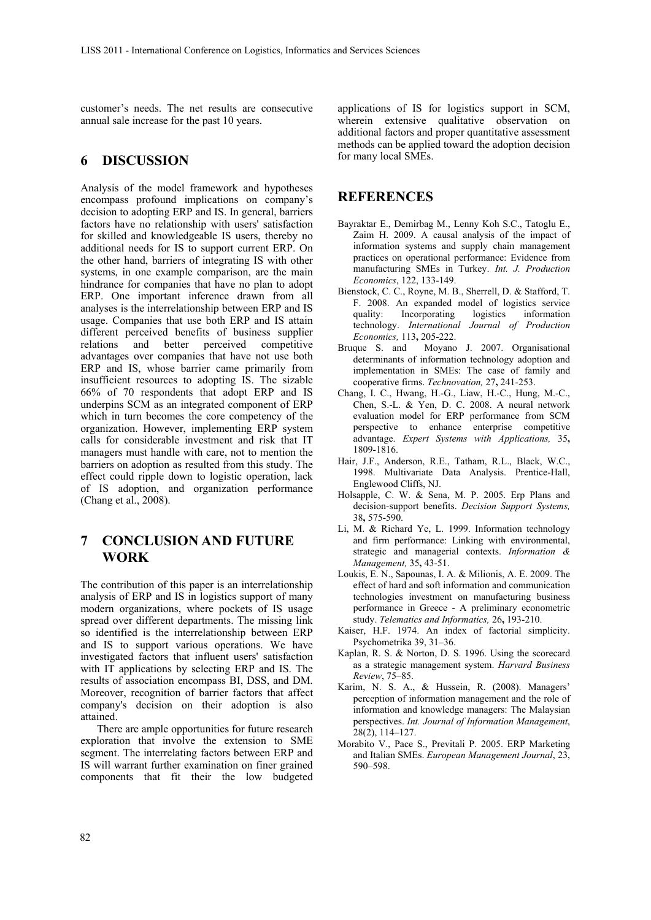customer's needs. The net results are consecutive annual sale increase for the past 10 years.

## 6 DISCUSSION

Analysis of the model framework and hypotheses encompass profound implications on company's decision to adopting ERP and IS. In general, barriers factors have no relationship with users' satisfaction for skilled and knowledgeable IS users, thereby no additional needs for IS to support current ERP. On the other hand, barriers of integrating IS with other systems, in one example comparison, are the main hindrance for companies that have no plan to adopt ERP. One important inference drawn from all analyses is the interrelationship between ERP and IS usage. Companies that use both ERP and IS attain different perceived benefits of business supplier relations and better perceived competitive advantages over companies that have not use both ERP and IS, whose barrier came primarily from insufficient resources to adopting IS. The sizable 66% of 70 respondents that adopt ERP and IS underpins SCM as an integrated component of ERP which in turn becomes the core competency of the organization. However, implementing ERP system calls for considerable investment and risk that IT managers must handle with care, not to mention the barriers on adoption as resulted from this study. The effect could ripple down to logistic operation, lack of IS adoption, and organization performance (Chang et al., 2008).

## 7 CONCLUSION AND FUTURE WORK

The contribution of this paper is an interrelationship analysis of ERP and IS in logistics support of many modern organizations, where pockets of IS usage spread over different departments. The missing link so identified is the interrelationship between ERP and IS to support various operations. We have investigated factors that influent users' satisfaction with IT applications by selecting ERP and IS. The results of association encompass BI, DSS, and DM. Moreover, recognition of barrier factors that affect company's decision on their adoption is also attained.

There are ample opportunities for future research exploration that involve the extension to SME segment. The interrelating factors between ERP and IS will warrant further examination on finer grained components that fit their the low budgeted applications of IS for logistics support in SCM, wherein extensive qualitative observation on additional factors and proper quantitative assessment methods can be applied toward the adoption decision for many local SMEs.

## REFERENCES

Bayraktar E., Demirbag M., Lenny Koh S.C., Tatoglu E., Zaim H. 2009. A causal analysis of the impact of information systems and supply chain management practices on operational performance: Evidence from manufacturing SMEs in Turkey. *Int. J. Production Economics*, 122, 133-149.

Bienstock, C. C., Royne, M. B., Sherrell, D. & Stafford, T. F. 2008. An expanded model of logistics service quality: Incorporating logistics information technology. *International Journal of Production Economics,* 113**,** 205-222.

Bruque S. and Moyano J. 2007. Organisational determinants of information technology adoption and implementation in SMEs: The case of family and cooperative firms. *Technovation,* 27**,** 241-253.

Chang, I. C., Hwang, H.-G., Liaw, H.-C., Hung, M.-C., Chen, S.-L. & Yen, D. C. 2008. A neural network evaluation model for ERP performance from SCM perspective to enhance enterprise competitive advantage. *Expert Systems with Applications,* 35**,** 1809-1816.

Hair, J.F., Anderson, R.E., Tatham, R.L., Black, W.C., 1998. Multivariate Data Analysis. Prentice-Hall, Englewood Cliffs, NJ.

Holsapple, C. W. & Sena, M. P. 2005. Erp Plans and decision-support benefits. *Decision Support Systems,* 38**,** 575-590.

Li, M. & Richard Ye, L. 1999. Information technology and firm performance: Linking with environmental, strategic and managerial contexts. *Information & Management,* 35**,** 43-51.

Loukis, E. N., Sapounas, I. A. & Milionis, A. E. 2009. The effect of hard and soft information and communication technologies investment on manufacturing business performance in Greece - A preliminary econometric study. *Telematics and Informatics,* 26**,** 193-210.

Kaiser, H.F. 1974. An index of factorial simplicity. Psychometrika 39, 31–36.

Kaplan, R. S. & Norton, D. S. 1996. Using the scorecard as a strategic management system. *Harvard Business Review*, 75–85.

Karim, N. S. A., & Hussein, R. (2008). Managers' perception of information management and the role of information and knowledge managers: The Malaysian perspectives. *Int. Journal of Information Management*, 28(2), 114–127.

Morabito V., Pace S., Previtali P. 2005. ERP Marketing and Italian SMEs. *European Management Journal*, 23, 590–598.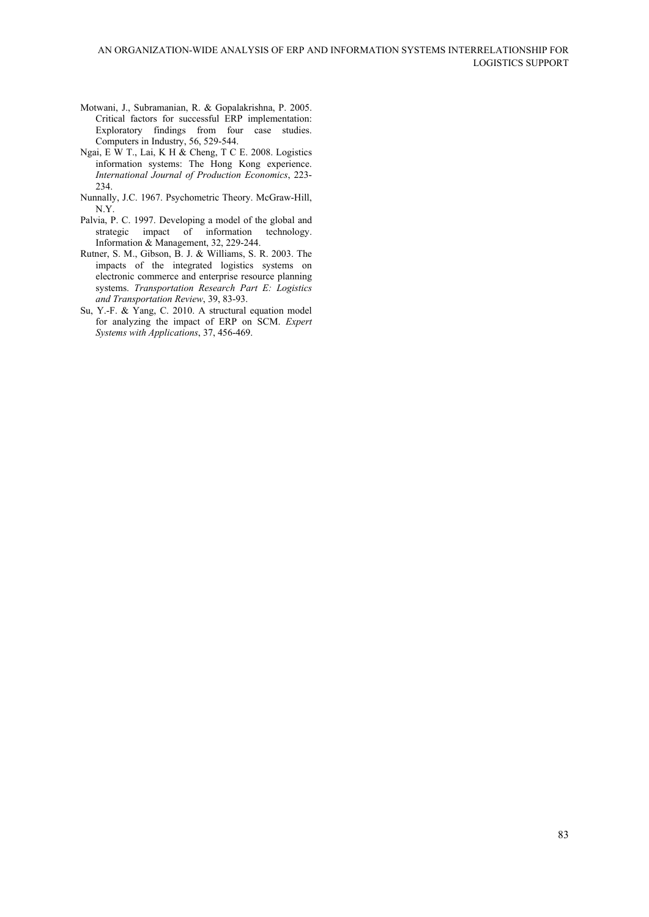Motwani, J., Subramanian, R. & Gopalakrishna, P. 2005. Critical factors for successful ERP implementation: Exploratory findings from four case studies. Computers in Industry, 56, 529-544.

Ngai, E W T., Lai, K H & Cheng, T C E. 2008. Logistics information systems: The Hong Kong experience. *International Journal of Production Economics*, 223-234.

Nunnally, J.C. 1967. Psychometric Theory. McGraw-Hill, N.Y.

Palvia, P. C. 1997. Developing a model of the global and strategic impact of information technology. Information & Management, 32, 229-244.

Rutner, S. M., Gibson, B. J. & Williams, S. R. 2003. The impacts of the integrated logistics systems on electronic commerce and enterprise resource planning systems. *Transportation Research Part E: Logistics and Transportation Review*, 39, 83-93.

Su, Y.-F. & Yang, C. 2010. A structural equation model for analyzing the impact of ERP on SCM. *Expert Systems with Applications*, 37, 456-469.